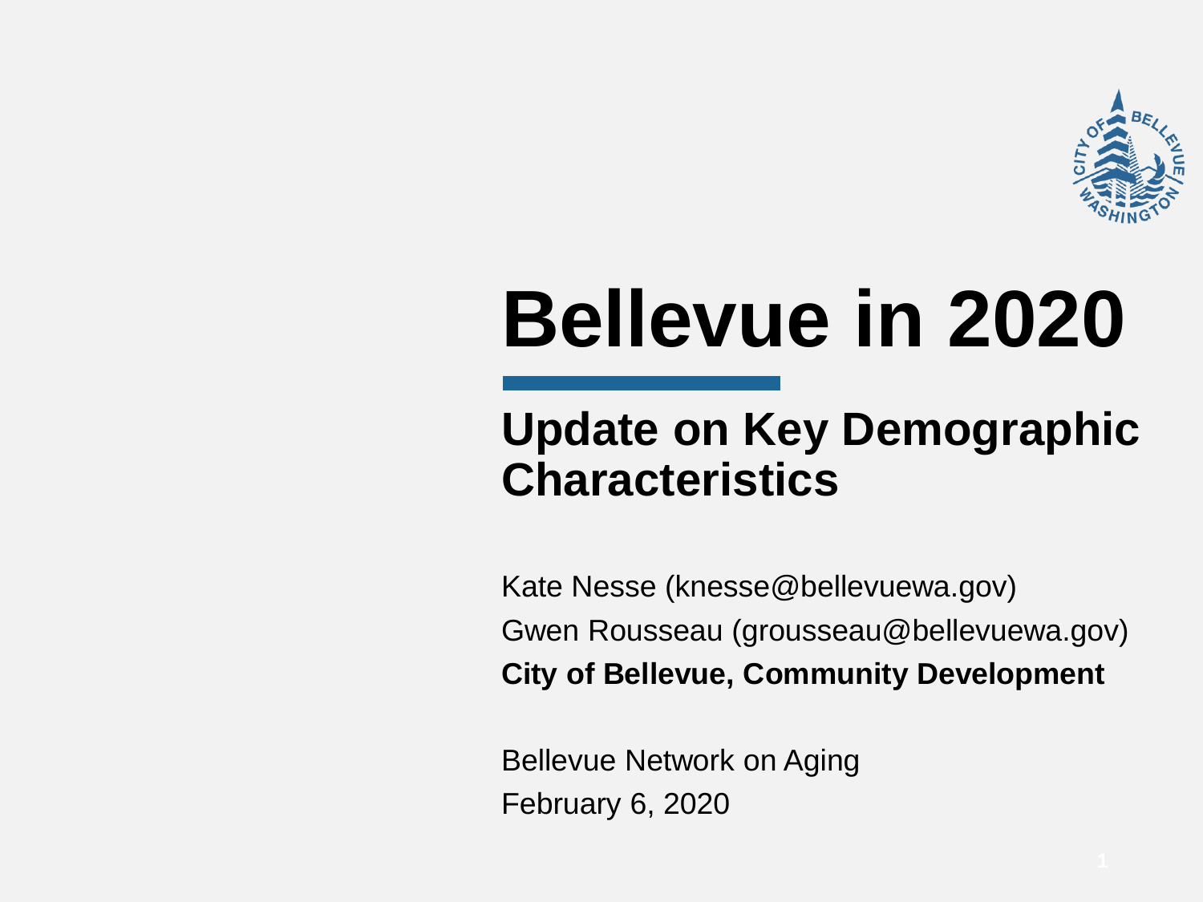# Bellevue in 2020

## Update on Key Demographic Characteristics

Kate Nesse (knesse@bellevuewa.gov)
Gwen Rousseau (grousseau@bellevuewa.gov)
**City of Bellevue, Community Development**

Bellevue Network on Aging
February 6, 2020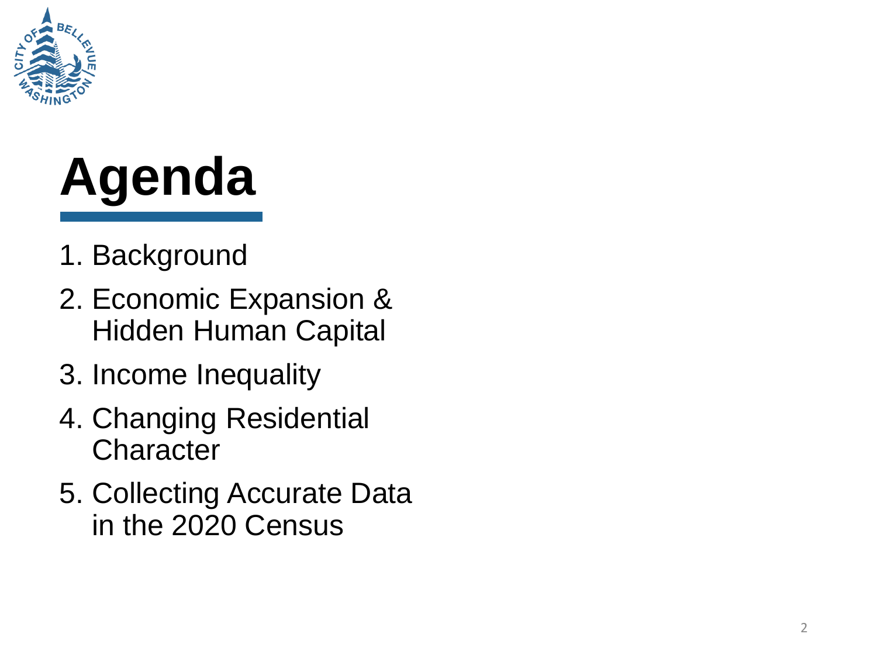# Agenda

1. Background
2. Economic Expansion & Hidden Human Capital
3. Income Inequality
4. Changing Residential Character
5. Collecting Accurate Data in the 2020 Census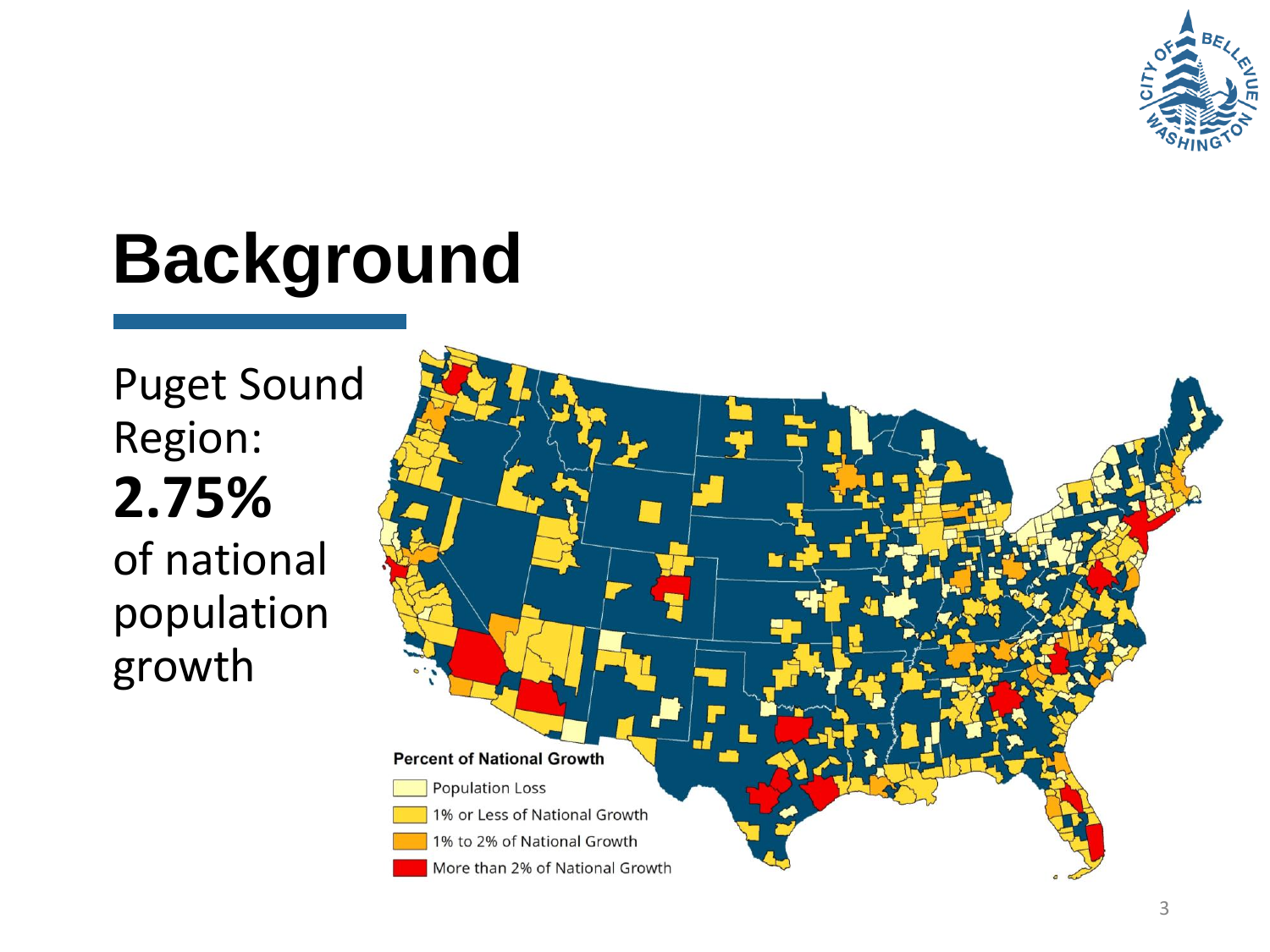# Background

Puget Sound Region:
**2.75%**
of national population growth

**Percent of National Growth**

- Population Loss
- 1% or Less of National Growth
- 1% to 2% of National Growth
- More than 2% of National Growth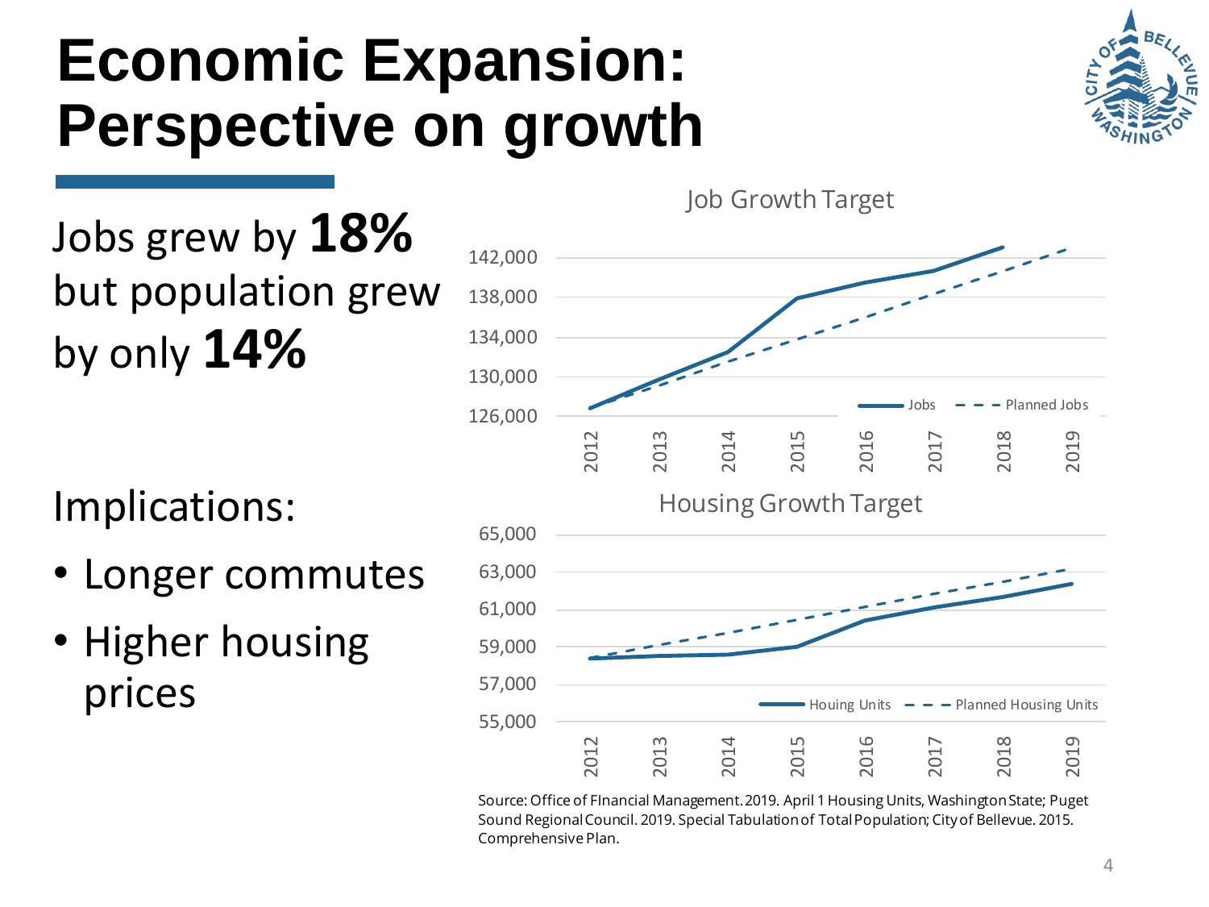# Economic Expansion: Perspective on growth

Jobs grew by **18%** but population grew by only **14%**

Implications:

- Longer commutes
- Higher housing prices

Job Growth Target

Jobs / Planned Jobs

Housing Growth Target

Houing Units / Planned Housing Units

Source: Office of FInancial Management. 2019. April 1 Housing Units, Washington State; Puget Sound Regional Council. 2019. Special Tabulation of Total Population; City of Bellevue. 2015. Comprehensive Plan.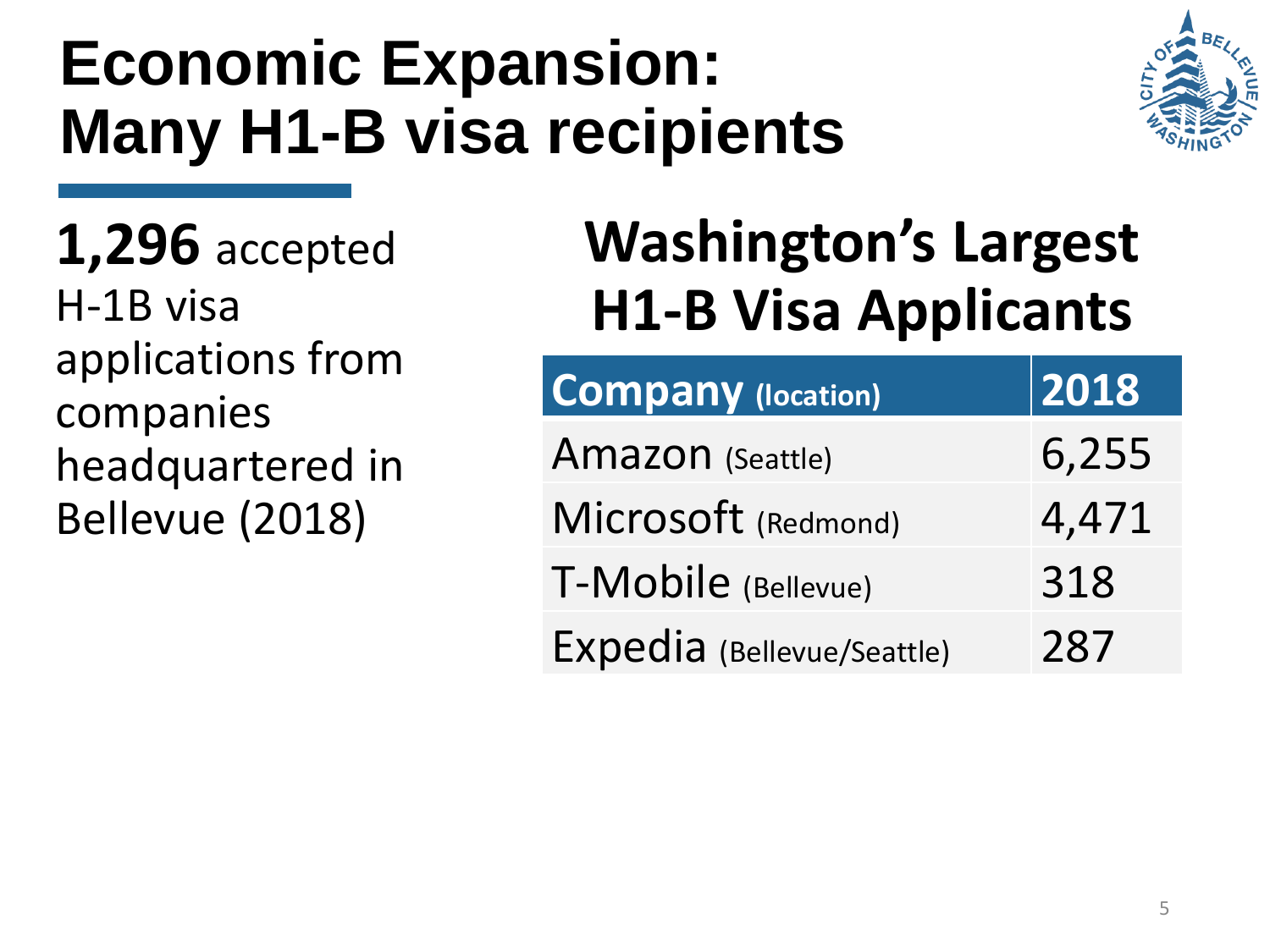# Economic Expansion: Many H1-B visa recipients

**1,296** accepted H-1B visa applications from companies headquartered in Bellevue (2018)

## Washington's Largest H1-B Visa Applicants

| **Company** (location) | **2018** |
| --- | --- |
| Amazon (Seattle) | 6,255 |
| Microsoft (Redmond) | 4,471 |
| T-Mobile (Bellevue) | 318 |
| Expedia (Bellevue/Seattle) | 287 |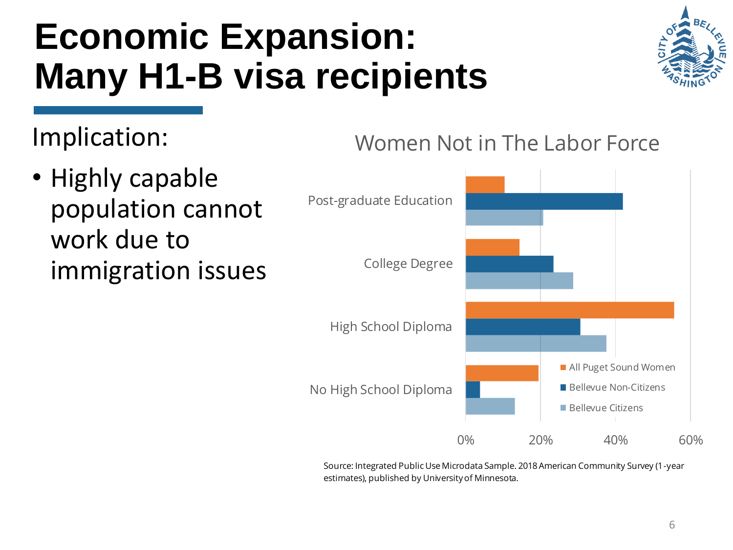# Economic Expansion: Many H1-B visa recipients

Implication:

- Highly capable population cannot work due to immigration issues

Women Not in The Labor Force

Post-graduate Education

College Degree

High School Diploma

No High School Diploma

0% 20% 40% 60%

All Puget Sound Women

Bellevue Non-Citizens

Bellevue Citizens

Source: Integrated Public Use Microdata Sample. 2018 American Community Survey (1-year estimates), published by University of Minnesota.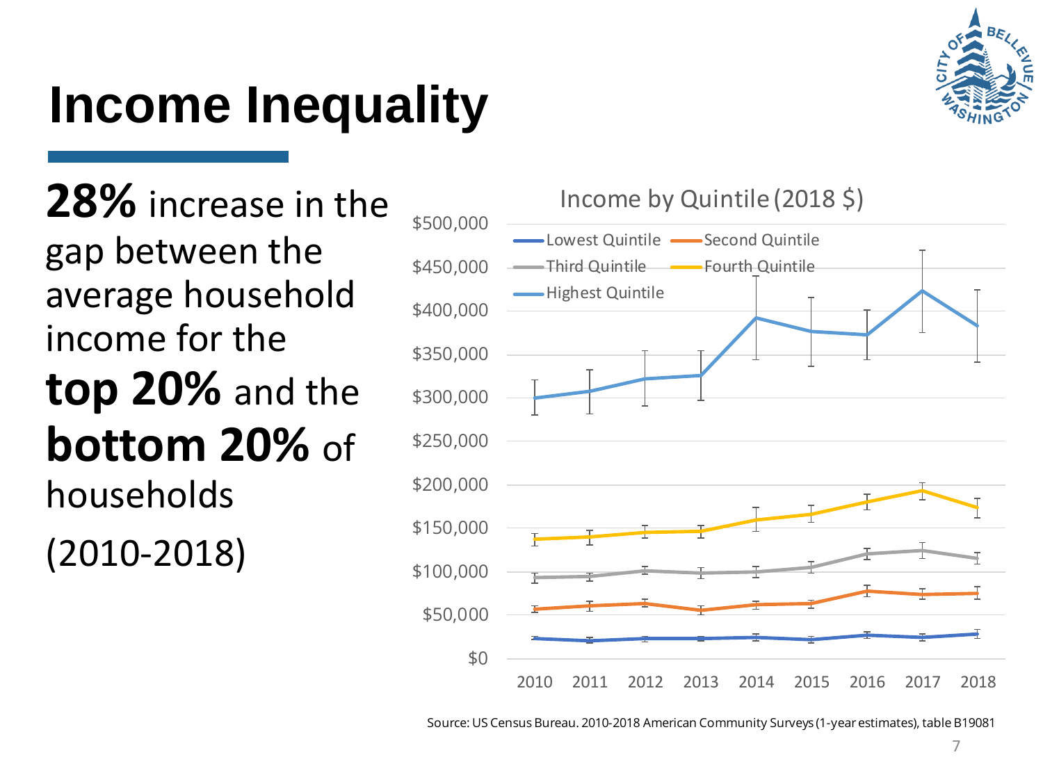# Income Inequality

**28%** increase in the gap between the average household income for the **top 20%** and the **bottom 20%** of households (2010-2018)

Income by Quintile (2018 $)

Source: US Census Bureau. 2010-2018 American Community Surveys (1-year estimates), table B19081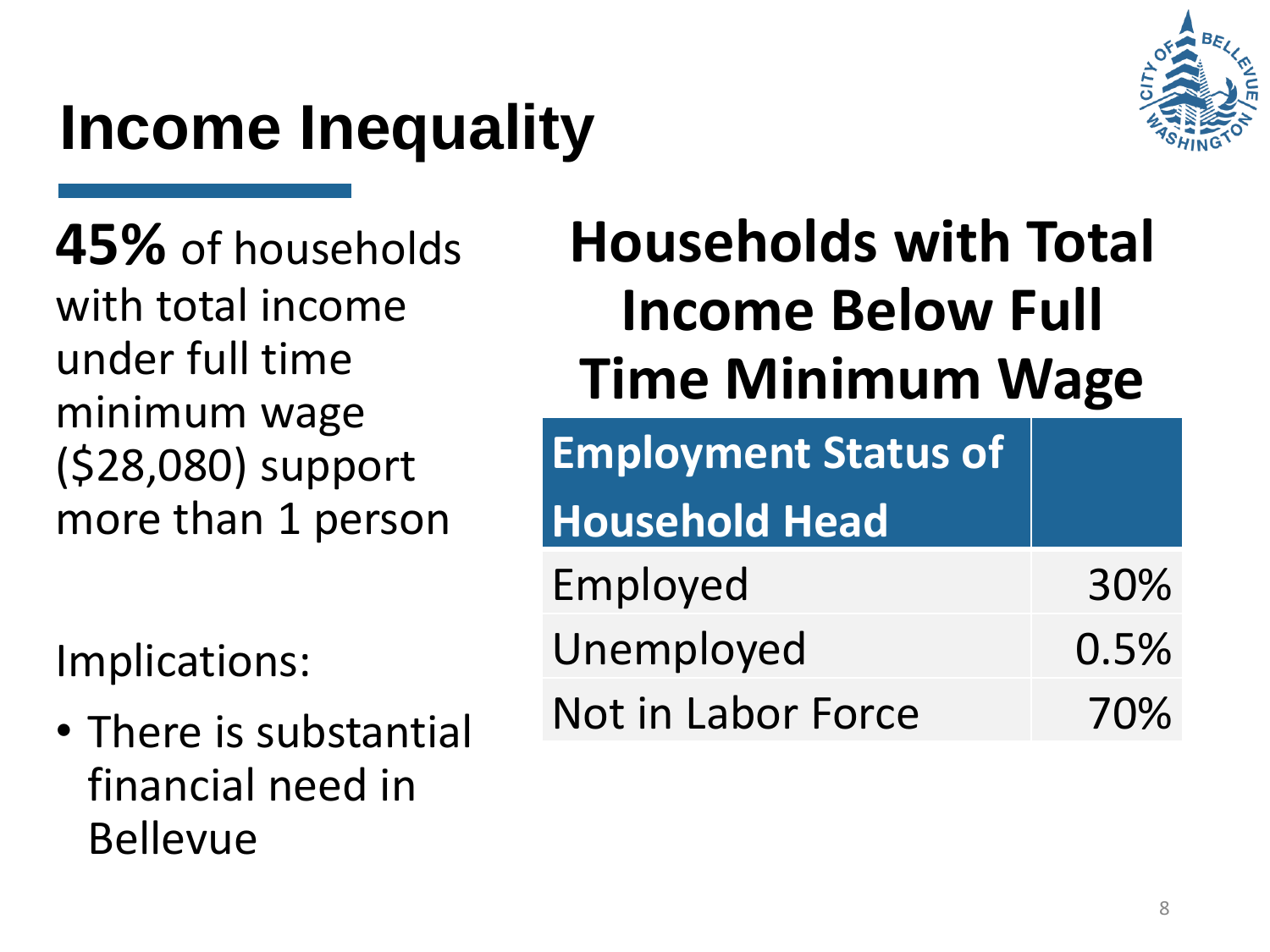# Income Inequality

**45%** of households with total income under full time minimum wage ($28,080) support more than 1 person

Implications:

- There is substantial financial need in Bellevue

## Households with Total Income Below Full Time Minimum Wage

| Employment Status of Household Head | |
|---|---|
| Employed | 30% |
| Unemployed | 0.5% |
| Not in Labor Force | 70% |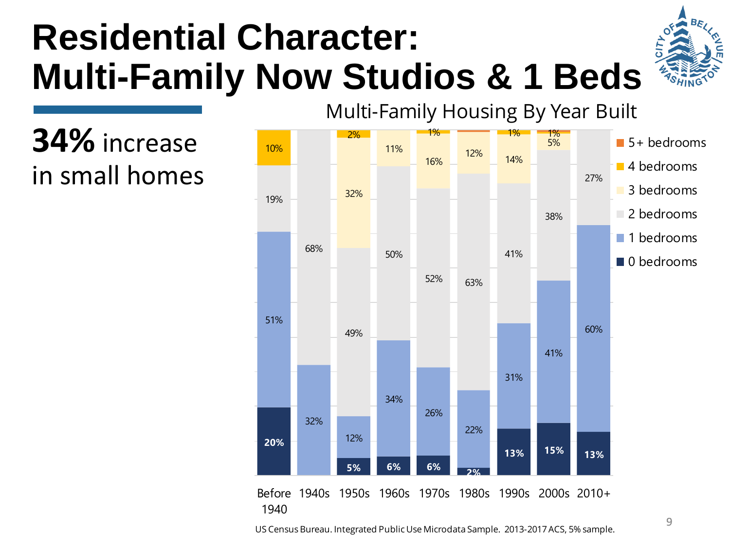# Residential Character: Multi-Family Now Studios & 1 Beds

**34%** increase in small homes

Multi-Family Housing By Year Built

| Year Built | 0 bedrooms | 1 bedrooms | 2 bedrooms | 3 bedrooms | 4 bedrooms | 5+ bedrooms |
|---|---|---|---|---|---|---|
| Before 1940 | 20% | 51% | 19% | | 10% | |
| 1940s | | 32% | 68% | | | |
| 1950s | 5% | 12% | 49% | 32% | 2% | |
| 1960s | 6% | 34% | 50% | 11% | | |
| 1970s | 6% | 26% | 52% | 16% | 1% | |
| 1980s | 2% | 22% | 63% | 12% | | |
| 1990s | 13% | 31% | 41% | 14% | 1% | |
| 2000s | 15% | 41% | 38% | 5% | 1% | |
| 2010+ | 13% | 60% | 27% | | | |

US Census Bureau. Integrated Public Use Microdata Sample. 2013-2017 ACS, 5% sample.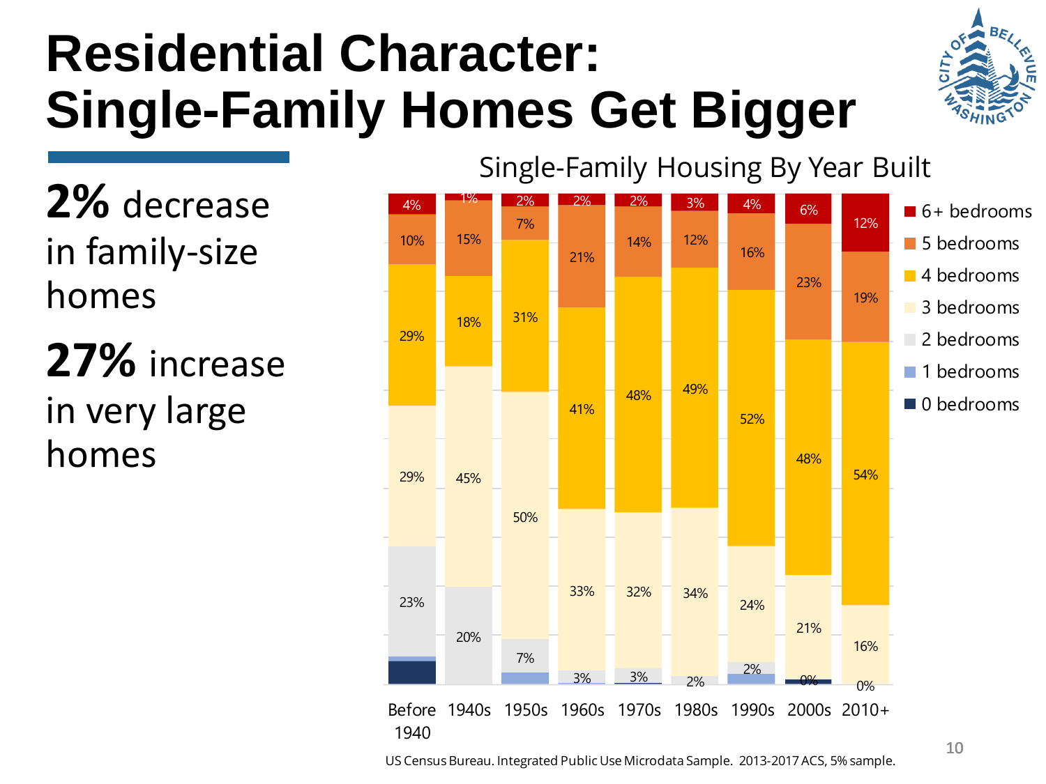# Residential Character: Single-Family Homes Get Bigger

**2%** decrease in family-size homes

**27%** increase in very large homes

**Single-Family Housing By Year Built**

| Year Built | 0 bedrooms | 1 bedrooms | 2 bedrooms | 3 bedrooms | 4 bedrooms | 5 bedrooms | 6+ bedrooms |
|---|---|---|---|---|---|---|---|
| Before 1940 | | | 23% | 29% | 29% | 10% | 4% |
| 1940s | | | 20% | 45% | 18% | 15% | 1% |
| 1950s | | | 7% | 50% | 31% | 7% | 2% |
| 1960s | | | 3% | 33% | 41% | 21% | 2% |
| 1970s | | | 3% | 32% | 48% | 14% | 2% |
| 1980s | | | 2% | 34% | 49% | 12% | 3% |
| 1990s | | | 2% | 24% | 52% | 16% | 4% |
| 2000s | 0% | | | 21% | 48% | 23% | 6% |
| 2010+ | | | 0% | 16% | 54% | 19% | 12% |

US Census Bureau. Integrated Public Use Microdata Sample. 2013-2017 ACS, 5% sample.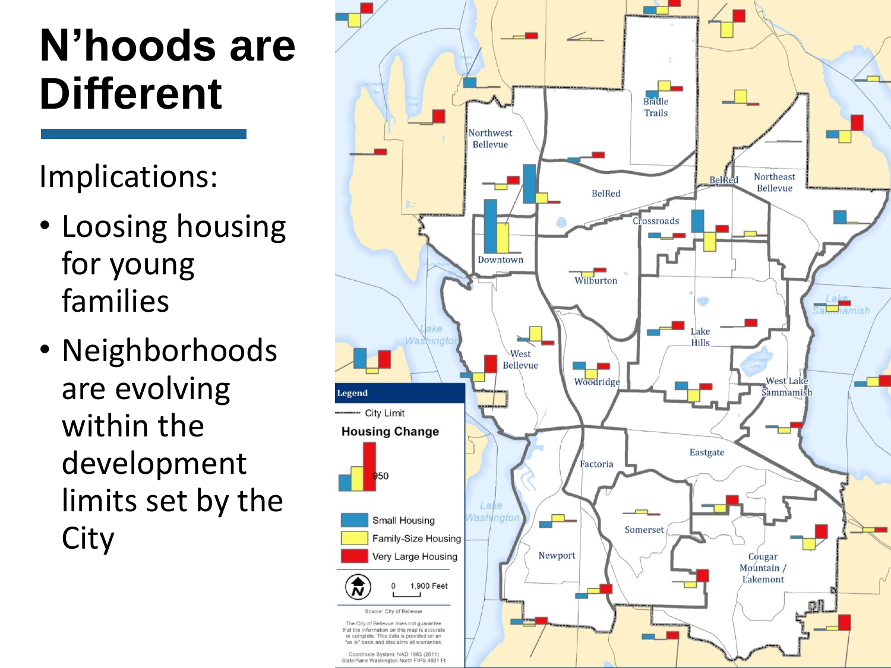# N'hoods are Different

Implications:

- Loosing housing for young families
- Neighborhoods are evolving within the development limits set by the City

Northwest Bellevue
Bridle Trails
BelRed
BelRed
Northeast Bellevue
Crossroads
Downtown
Wilburton
Lake Washington
West Bellevue
Lake Hills
Lake Sammamish
Woodridge
West Lake Sammamish
Factoria
Eastgate
Lake Washington
Somerset
Newport
Cougar Mountain / Lakemont

Legend

City Limit

Housing Change

950

Small Housing

Family-Size Housing

Very Large Housing

0 1,900 Feet

Source: City of Bellevue

The City of Bellevue does not guarantee that the information on this map is accurate or complete. This data is provided on an "as is" basis and disclaims all warranties.

Coordinate System: NAD 1983 (2011) StatePlane Washington North FIPS 4601 Ft